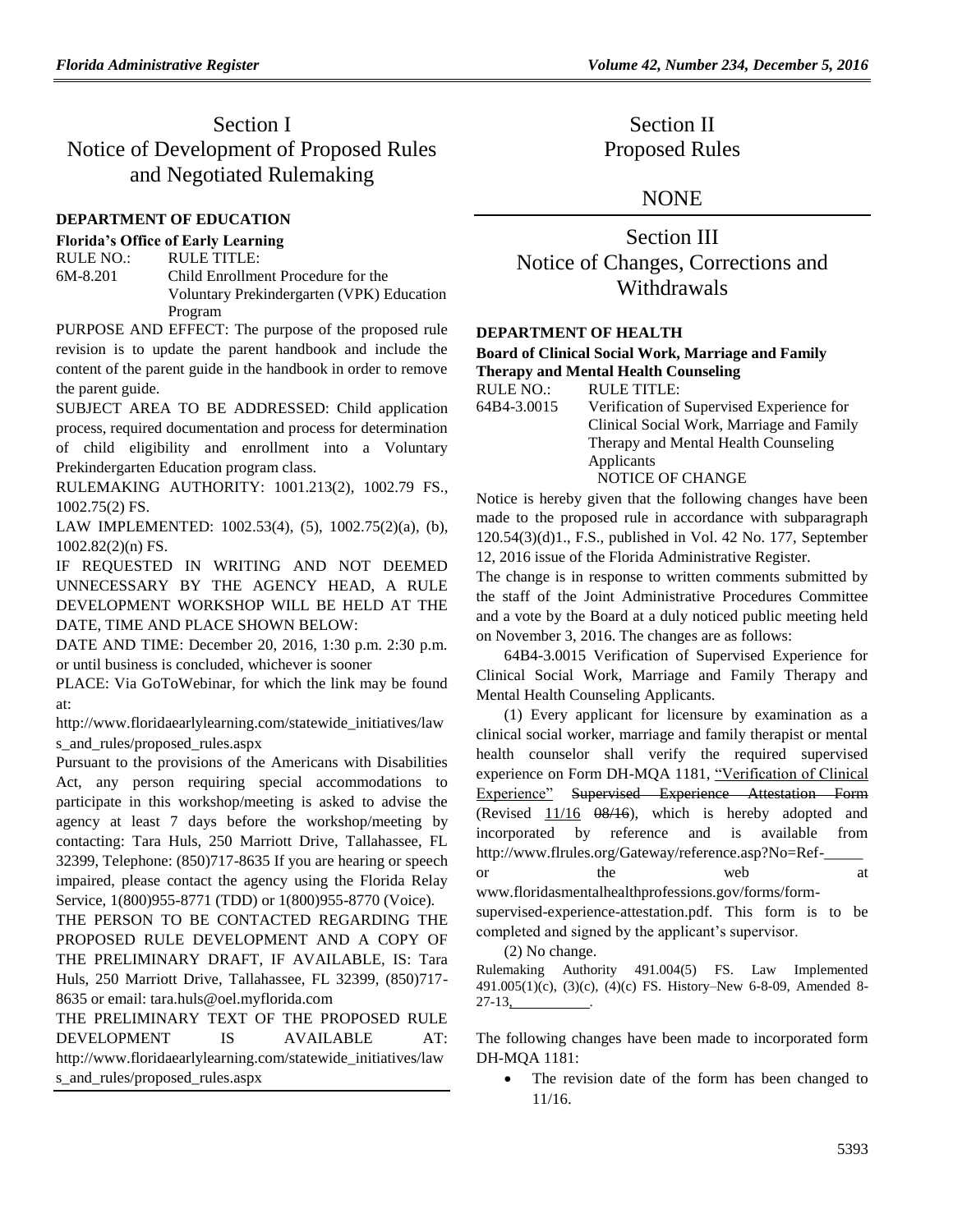# Section I
# Notice of Development of Proposed Rules and Negotiated Rulemaking

### DEPARTMENT OF EDUCATION

**Florida's Office of Early Learning**

RULE NO.: RULE TITLE:
6M-8.201 Child Enrollment Procedure for the Voluntary Prekindergarten (VPK) Education Program

PURPOSE AND EFFECT: The purpose of the proposed rule revision is to update the parent handbook and include the content of the parent guide in the handbook in order to remove the parent guide.

SUBJECT AREA TO BE ADDRESSED: Child application process, required documentation and process for determination of child eligibility and enrollment into a Voluntary Prekindergarten Education program class.

RULEMAKING AUTHORITY: 1001.213(2), 1002.79 FS., 1002.75(2) FS.

LAW IMPLEMENTED: 1002.53(4), (5), 1002.75(2)(a), (b), 1002.82(2)(n) FS.

IF REQUESTED IN WRITING AND NOT DEEMED UNNECESSARY BY THE AGENCY HEAD, A RULE DEVELOPMENT WORKSHOP WILL BE HELD AT THE DATE, TIME AND PLACE SHOWN BELOW:

DATE AND TIME: December 20, 2016, 1:30 p.m. 2:30 p.m. or until business is concluded, whichever is sooner

PLACE: Via GoToWebinar, for which the link may be found at: http://www.floridaearlylearning.com/statewide_initiatives/laws_and_rules/proposed_rules.aspx

Pursuant to the provisions of the Americans with Disabilities Act, any person requiring special accommodations to participate in this workshop/meeting is asked to advise the agency at least 7 days before the workshop/meeting by contacting: Tara Huls, 250 Marriott Drive, Tallahassee, FL 32399, Telephone: (850)717-8635 If you are hearing or speech impaired, please contact the agency using the Florida Relay Service, 1(800)955-8771 (TDD) or 1(800)955-8770 (Voice).

THE PERSON TO BE CONTACTED REGARDING THE PROPOSED RULE DEVELOPMENT AND A COPY OF THE PRELIMINARY DRAFT, IF AVAILABLE, IS: Tara Huls, 250 Marriott Drive, Tallahassee, FL 32399, (850)717-8635 or email: tara.huls@oel.myflorida.com

THE PRELIMINARY TEXT OF THE PROPOSED RULE DEVELOPMENT IS AVAILABLE AT: http://www.floridaearlylearning.com/statewide_initiatives/laws_and_rules/proposed_rules.aspx

# Section II
# Proposed Rules

## NONE

# Section III
# Notice of Changes, Corrections and Withdrawals

### DEPARTMENT OF HEALTH

**Board of Clinical Social Work, Marriage and Family Therapy and Mental Health Counseling**

RULE NO.: RULE TITLE:
64B4-3.0015 Verification of Supervised Experience for Clinical Social Work, Marriage and Family Therapy and Mental Health Counseling Applicants

NOTICE OF CHANGE

Notice is hereby given that the following changes have been made to the proposed rule in accordance with subparagraph 120.54(3)(d)1., F.S., published in Vol. 42 No. 177, September 12, 2016 issue of the Florida Administrative Register.

The change is in response to written comments submitted by the staff of the Joint Administrative Procedures Committee and a vote by the Board at a duly noticed public meeting held on November 3, 2016. The changes are as follows:

64B4-3.0015 Verification of Supervised Experience for Clinical Social Work, Marriage and Family Therapy and Mental Health Counseling Applicants.

(1) Every applicant for licensure by examination as a clinical social worker, marriage and family therapist or mental health counselor shall verify the required supervised experience on Form DH-MQA 1181, "Verification of Clinical Experience" ~~Supervised Experience Attestation Form~~ (Revised 11/16 ~~08/16~~), which is hereby adopted and incorporated by reference and is available from http://www.flrules.org/Gateway/reference.asp?No=Ref-_____ or the web at www.floridasmentalhealthprofessions.gov/forms/form-supervised-experience-attestation.pdf. This form is to be completed and signed by the applicant's supervisor.

(2) No change.

Rulemaking Authority 491.004(5) FS. Law Implemented 491.005(1)(c), (3)(c), (4)(c) FS. History–New 6-8-09, Amended 8-27-13, __________.

The following changes have been made to incorporated form DH-MQA 1181:

- The revision date of the form has been changed to 11/16.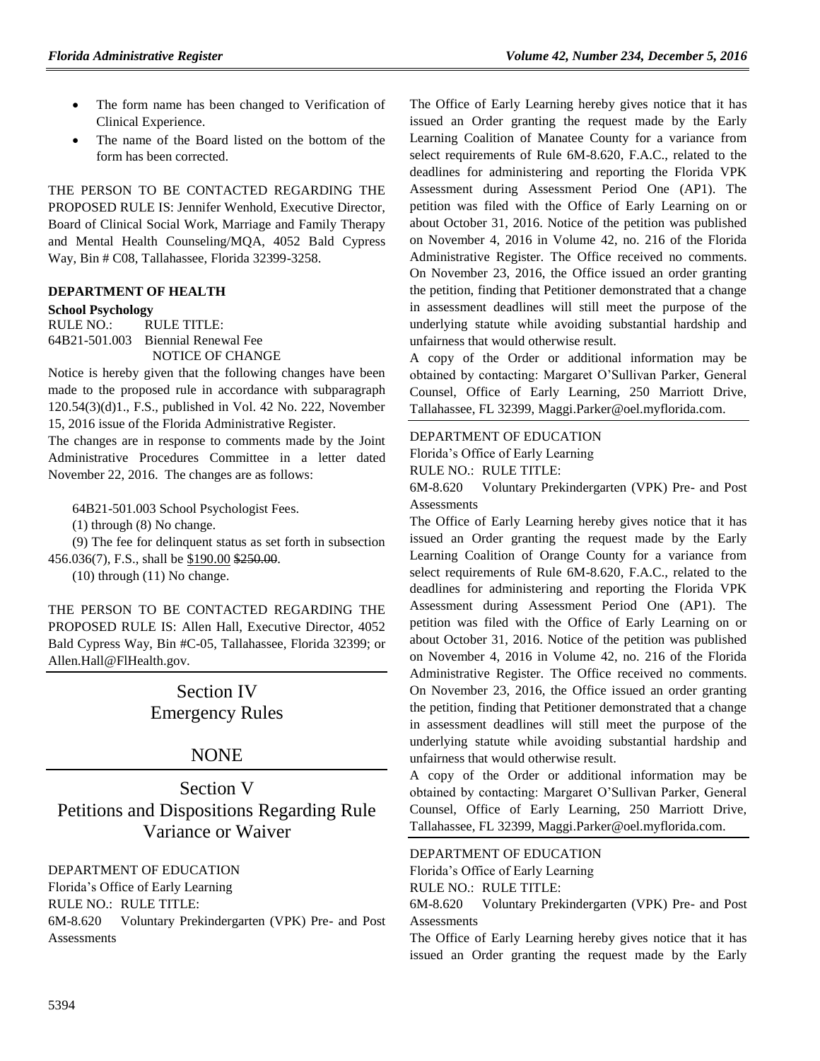- The form name has been changed to Verification of Clinical Experience.
- The name of the Board listed on the bottom of the form has been corrected.

THE PERSON TO BE CONTACTED REGARDING THE PROPOSED RULE IS: Jennifer Wenhold, Executive Director, Board of Clinical Social Work, Marriage and Family Therapy and Mental Health Counseling/MQA, 4052 Bald Cypress Way, Bin # C08, Tallahassee, Florida 32399-3258.

**DEPARTMENT OF HEALTH**

**School Psychology**

RULE NO.: RULE TITLE:

64B21-501.003 Biennial Renewal Fee

NOTICE OF CHANGE

Notice is hereby given that the following changes have been made to the proposed rule in accordance with subparagraph 120.54(3)(d)1., F.S., published in Vol. 42 No. 222, November 15, 2016 issue of the Florida Administrative Register.

The changes are in response to comments made by the Joint Administrative Procedures Committee in a letter dated November 22, 2016. The changes are as follows:

64B21-501.003 School Psychologist Fees.

(1) through (8) No change.

(9) The fee for delinquent status as set forth in subsection 456.036(7), F.S., shall be $190.00 ~~$250.00~~.

(10) through (11) No change.

THE PERSON TO BE CONTACTED REGARDING THE PROPOSED RULE IS: Allen Hall, Executive Director, 4052 Bald Cypress Way, Bin #C-05, Tallahassee, Florida 32399; or Allen.Hall@FlHealth.gov.

# Section IV Emergency Rules

# NONE

# Section V Petitions and Dispositions Regarding Rule Variance or Waiver

DEPARTMENT OF EDUCATION

Florida's Office of Early Learning

RULE NO.: RULE TITLE:

6M-8.620 Voluntary Prekindergarten (VPK) Pre- and Post Assessments

The Office of Early Learning hereby gives notice that it has issued an Order granting the request made by the Early Learning Coalition of Manatee County for a variance from select requirements of Rule 6M-8.620, F.A.C., related to the deadlines for administering and reporting the Florida VPK Assessment during Assessment Period One (AP1). The petition was filed with the Office of Early Learning on or about October 31, 2016. Notice of the petition was published on November 4, 2016 in Volume 42, no. 216 of the Florida Administrative Register. The Office received no comments. On November 23, 2016, the Office issued an order granting the petition, finding that Petitioner demonstrated that a change in assessment deadlines will still meet the purpose of the underlying statute while avoiding substantial hardship and unfairness that would otherwise result.

A copy of the Order or additional information may be obtained by contacting: Margaret O'Sullivan Parker, General Counsel, Office of Early Learning, 250 Marriott Drive, Tallahassee, FL 32399, Maggi.Parker@oel.myflorida.com.

DEPARTMENT OF EDUCATION

Florida's Office of Early Learning

RULE NO.: RULE TITLE:

6M-8.620 Voluntary Prekindergarten (VPK) Pre- and Post Assessments

The Office of Early Learning hereby gives notice that it has issued an Order granting the request made by the Early Learning Coalition of Orange County for a variance from select requirements of Rule 6M-8.620, F.A.C., related to the deadlines for administering and reporting the Florida VPK Assessment during Assessment Period One (AP1). The petition was filed with the Office of Early Learning on or about October 31, 2016. Notice of the petition was published on November 4, 2016 in Volume 42, no. 216 of the Florida Administrative Register. The Office received no comments. On November 23, 2016, the Office issued an order granting the petition, finding that Petitioner demonstrated that a change in assessment deadlines will still meet the purpose of the underlying statute while avoiding substantial hardship and unfairness that would otherwise result.

A copy of the Order or additional information may be obtained by contacting: Margaret O'Sullivan Parker, General Counsel, Office of Early Learning, 250 Marriott Drive, Tallahassee, FL 32399, Maggi.Parker@oel.myflorida.com.

DEPARTMENT OF EDUCATION

Florida's Office of Early Learning

RULE NO.: RULE TITLE:

6M-8.620 Voluntary Prekindergarten (VPK) Pre- and Post Assessments

The Office of Early Learning hereby gives notice that it has issued an Order granting the request made by the Early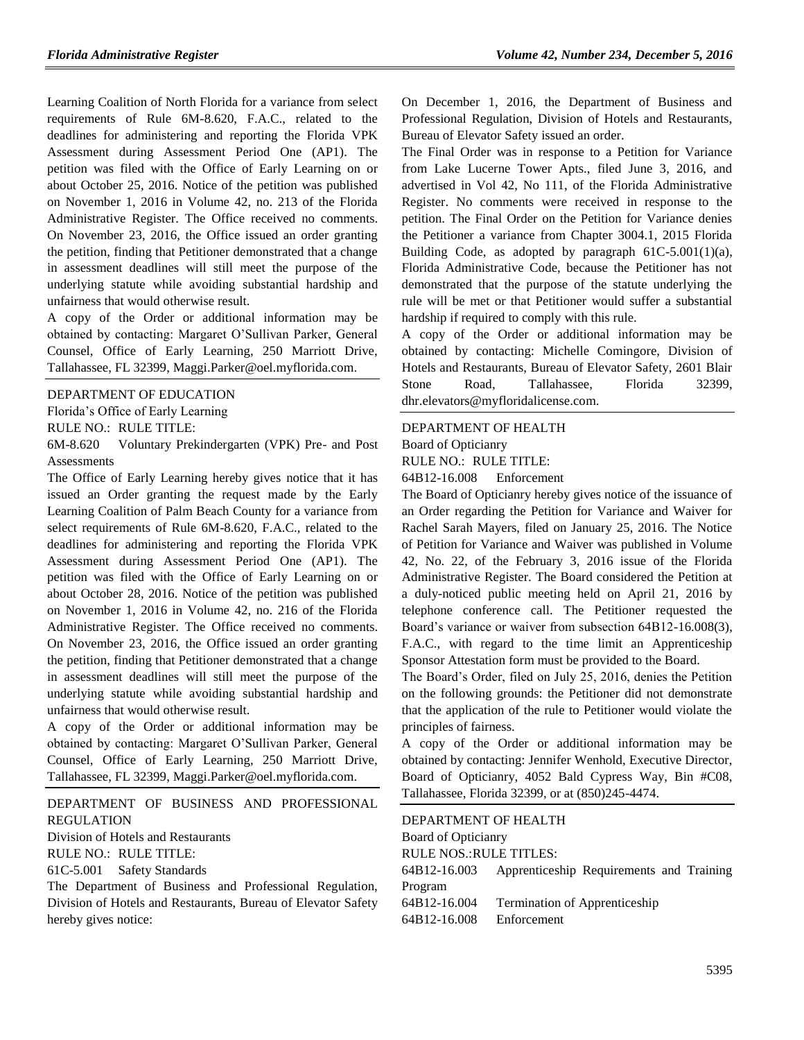Learning Coalition of North Florida for a variance from select requirements of Rule 6M-8.620, F.A.C., related to the deadlines for administering and reporting the Florida VPK Assessment during Assessment Period One (AP1). The petition was filed with the Office of Early Learning on or about October 25, 2016. Notice of the petition was published on November 1, 2016 in Volume 42, no. 213 of the Florida Administrative Register. The Office received no comments. On November 23, 2016, the Office issued an order granting the petition, finding that Petitioner demonstrated that a change in assessment deadlines will still meet the purpose of the underlying statute while avoiding substantial hardship and unfairness that would otherwise result.

A copy of the Order or additional information may be obtained by contacting: Margaret O'Sullivan Parker, General Counsel, Office of Early Learning, 250 Marriott Drive, Tallahassee, FL 32399, Maggi.Parker@oel.myflorida.com.

DEPARTMENT OF EDUCATION

Florida's Office of Early Learning

RULE NO.: RULE TITLE:

6M-8.620 Voluntary Prekindergarten (VPK) Pre- and Post Assessments

The Office of Early Learning hereby gives notice that it has issued an Order granting the request made by the Early Learning Coalition of Palm Beach County for a variance from select requirements of Rule 6M-8.620, F.A.C., related to the deadlines for administering and reporting the Florida VPK Assessment during Assessment Period One (AP1). The petition was filed with the Office of Early Learning on or about October 28, 2016. Notice of the petition was published on November 1, 2016 in Volume 42, no. 216 of the Florida Administrative Register. The Office received no comments. On November 23, 2016, the Office issued an order granting the petition, finding that Petitioner demonstrated that a change in assessment deadlines will still meet the purpose of the underlying statute while avoiding substantial hardship and unfairness that would otherwise result.

A copy of the Order or additional information may be obtained by contacting: Margaret O'Sullivan Parker, General Counsel, Office of Early Learning, 250 Marriott Drive, Tallahassee, FL 32399, Maggi.Parker@oel.myflorida.com.

DEPARTMENT OF BUSINESS AND PROFESSIONAL REGULATION

Division of Hotels and Restaurants

RULE NO.: RULE TITLE:

61C-5.001 Safety Standards

The Department of Business and Professional Regulation, Division of Hotels and Restaurants, Bureau of Elevator Safety hereby gives notice:

On December 1, 2016, the Department of Business and Professional Regulation, Division of Hotels and Restaurants, Bureau of Elevator Safety issued an order.

The Final Order was in response to a Petition for Variance from Lake Lucerne Tower Apts., filed June 3, 2016, and advertised in Vol 42, No 111, of the Florida Administrative Register. No comments were received in response to the petition. The Final Order on the Petition for Variance denies the Petitioner a variance from Chapter 3004.1, 2015 Florida Building Code, as adopted by paragraph 61C-5.001(1)(a), Florida Administrative Code, because the Petitioner has not demonstrated that the purpose of the statute underlying the rule will be met or that Petitioner would suffer a substantial hardship if required to comply with this rule.

A copy of the Order or additional information may be obtained by contacting: Michelle Comingore, Division of Hotels and Restaurants, Bureau of Elevator Safety, 2601 Blair Stone Road, Tallahassee, Florida 32399, dhr.elevators@myfloridalicense.com.

DEPARTMENT OF HEALTH

Board of Opticianry

RULE NO.: RULE TITLE:

64B12-16.008 Enforcement

The Board of Opticianry hereby gives notice of the issuance of an Order regarding the Petition for Variance and Waiver for Rachel Sarah Mayers, filed on January 25, 2016. The Notice of Petition for Variance and Waiver was published in Volume 42, No. 22, of the February 3, 2016 issue of the Florida Administrative Register. The Board considered the Petition at a duly-noticed public meeting held on April 21, 2016 by telephone conference call. The Petitioner requested the Board's variance or waiver from subsection 64B12-16.008(3), F.A.C., with regard to the time limit an Apprenticeship Sponsor Attestation form must be provided to the Board.

The Board's Order, filed on July 25, 2016, denies the Petition on the following grounds: the Petitioner did not demonstrate that the application of the rule to Petitioner would violate the principles of fairness.

A copy of the Order or additional information may be obtained by contacting: Jennifer Wenhold, Executive Director, Board of Opticianry, 4052 Bald Cypress Way, Bin #C08, Tallahassee, Florida 32399, or at (850)245-4474.

DEPARTMENT OF HEALTH

Board of Opticianry

RULE NOS.:RULE TITLES:

64B12-16.003 Apprenticeship Requirements and Training Program

64B12-16.004 Termination of Apprenticeship

64B12-16.008 Enforcement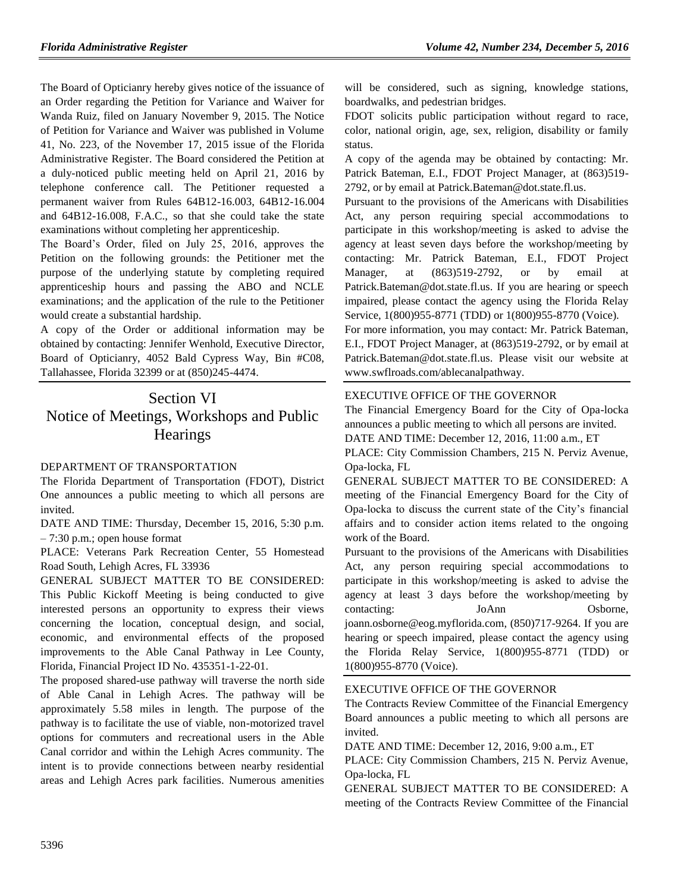The Board of Opticianry hereby gives notice of the issuance of an Order regarding the Petition for Variance and Waiver for Wanda Ruiz, filed on January November 9, 2015. The Notice of Petition for Variance and Waiver was published in Volume 41, No. 223, of the November 17, 2015 issue of the Florida Administrative Register. The Board considered the Petition at a duly-noticed public meeting held on April 21, 2016 by telephone conference call. The Petitioner requested a permanent waiver from Rules 64B12-16.003, 64B12-16.004 and 64B12-16.008, F.A.C., so that she could take the state examinations without completing her apprenticeship.

The Board's Order, filed on July 25, 2016, approves the Petition on the following grounds: the Petitioner met the purpose of the underlying statute by completing required apprenticeship hours and passing the ABO and NCLE examinations; and the application of the rule to the Petitioner would create a substantial hardship.

A copy of the Order or additional information may be obtained by contacting: Jennifer Wenhold, Executive Director, Board of Opticianry, 4052 Bald Cypress Way, Bin #C08, Tallahassee, Florida 32399 or at (850)245-4474.

# Section VI
# Notice of Meetings, Workshops and Public Hearings

DEPARTMENT OF TRANSPORTATION

The Florida Department of Transportation (FDOT), District One announces a public meeting to which all persons are invited.

DATE AND TIME: Thursday, December 15, 2016, 5:30 p.m. – 7:30 p.m.; open house format

PLACE: Veterans Park Recreation Center, 55 Homestead Road South, Lehigh Acres, FL 33936

GENERAL SUBJECT MATTER TO BE CONSIDERED: This Public Kickoff Meeting is being conducted to give interested persons an opportunity to express their views concerning the location, conceptual design, and social, economic, and environmental effects of the proposed improvements to the Able Canal Pathway in Lee County, Florida, Financial Project ID No. 435351-1-22-01.

The proposed shared-use pathway will traverse the north side of Able Canal in Lehigh Acres. The pathway will be approximately 5.58 miles in length. The purpose of the pathway is to facilitate the use of viable, non-motorized travel options for commuters and recreational users in the Able Canal corridor and within the Lehigh Acres community. The intent is to provide connections between nearby residential areas and Lehigh Acres park facilities. Numerous amenities will be considered, such as signing, knowledge stations, boardwalks, and pedestrian bridges.

FDOT solicits public participation without regard to race, color, national origin, age, sex, religion, disability or family status.

A copy of the agenda may be obtained by contacting: Mr. Patrick Bateman, E.I., FDOT Project Manager, at (863)519-2792, or by email at Patrick.Bateman@dot.state.fl.us.

Pursuant to the provisions of the Americans with Disabilities Act, any person requiring special accommodations to participate in this workshop/meeting is asked to advise the agency at least seven days before the workshop/meeting by contacting: Mr. Patrick Bateman, E.I., FDOT Project Manager, at (863)519-2792, or by email at Patrick.Bateman@dot.state.fl.us. If you are hearing or speech impaired, please contact the agency using the Florida Relay Service, 1(800)955-8771 (TDD) or 1(800)955-8770 (Voice).

For more information, you may contact: Mr. Patrick Bateman, E.I., FDOT Project Manager, at (863)519-2792, or by email at Patrick.Bateman@dot.state.fl.us. Please visit our website at www.swflroads.com/ablecanalpathway.

EXECUTIVE OFFICE OF THE GOVERNOR

The Financial Emergency Board for the City of Opa-locka announces a public meeting to which all persons are invited.

DATE AND TIME: December 12, 2016, 11:00 a.m., ET

PLACE: City Commission Chambers, 215 N. Perviz Avenue, Opa-locka, FL

GENERAL SUBJECT MATTER TO BE CONSIDERED: A meeting of the Financial Emergency Board for the City of Opa-locka to discuss the current state of the City's financial affairs and to consider action items related to the ongoing work of the Board.

Pursuant to the provisions of the Americans with Disabilities Act, any person requiring special accommodations to participate in this workshop/meeting is asked to advise the agency at least 3 days before the workshop/meeting by contacting: JoAnn Osborne, joann.osborne@eog.myflorida.com, (850)717-9264. If you are hearing or speech impaired, please contact the agency using the Florida Relay Service, 1(800)955-8771 (TDD) or 1(800)955-8770 (Voice).

EXECUTIVE OFFICE OF THE GOVERNOR

The Contracts Review Committee of the Financial Emergency Board announces a public meeting to which all persons are invited.

DATE AND TIME: December 12, 2016, 9:00 a.m., ET

PLACE: City Commission Chambers, 215 N. Perviz Avenue, Opa-locka, FL

GENERAL SUBJECT MATTER TO BE CONSIDERED: A meeting of the Contracts Review Committee of the Financial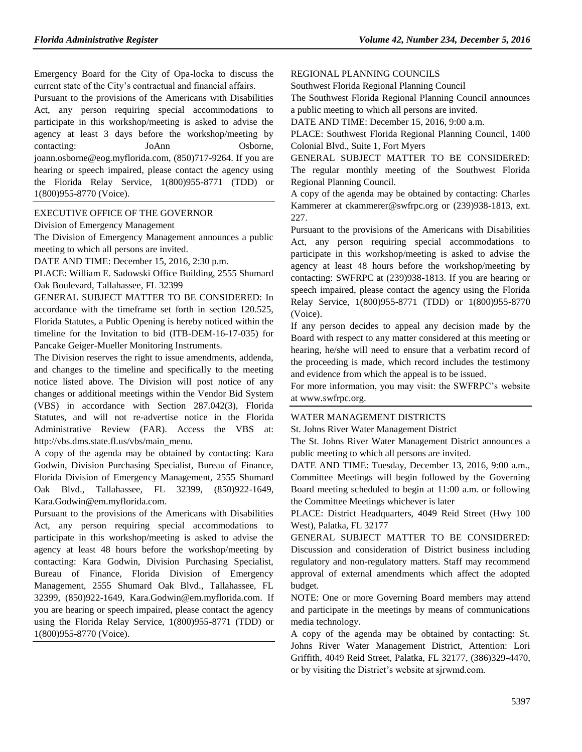Emergency Board for the City of Opa-locka to discuss the current state of the City's contractual and financial affairs.

Pursuant to the provisions of the Americans with Disabilities Act, any person requiring special accommodations to participate in this workshop/meeting is asked to advise the agency at least 3 days before the workshop/meeting by contacting: JoAnn Osborne, joann.osborne@eog.myflorida.com, (850)717-9264. If you are hearing or speech impaired, please contact the agency using the Florida Relay Service, 1(800)955-8771 (TDD) or 1(800)955-8770 (Voice).

EXECUTIVE OFFICE OF THE GOVERNOR

Division of Emergency Management

The Division of Emergency Management announces a public meeting to which all persons are invited.

DATE AND TIME: December 15, 2016, 2:30 p.m.

PLACE: William E. Sadowski Office Building, 2555 Shumard Oak Boulevard, Tallahassee, FL 32399

GENERAL SUBJECT MATTER TO BE CONSIDERED: In accordance with the timeframe set forth in section 120.525, Florida Statutes, a Public Opening is hereby noticed within the timeline for the Invitation to bid (ITB-DEM-16-17-035) for Pancake Geiger-Mueller Monitoring Instruments.

The Division reserves the right to issue amendments, addenda, and changes to the timeline and specifically to the meeting notice listed above. The Division will post notice of any changes or additional meetings within the Vendor Bid System (VBS) in accordance with Section 287.042(3), Florida Statutes, and will not re-advertise notice in the Florida Administrative Review (FAR). Access the VBS at: http://vbs.dms.state.fl.us/vbs/main_menu.

A copy of the agenda may be obtained by contacting: Kara Godwin, Division Purchasing Specialist, Bureau of Finance, Florida Division of Emergency Management, 2555 Shumard Oak Blvd., Tallahassee, FL 32399, (850)922-1649, Kara.Godwin@em.myflorida.com.

Pursuant to the provisions of the Americans with Disabilities Act, any person requiring special accommodations to participate in this workshop/meeting is asked to advise the agency at least 48 hours before the workshop/meeting by contacting: Kara Godwin, Division Purchasing Specialist, Bureau of Finance, Florida Division of Emergency Management, 2555 Shumard Oak Blvd., Tallahassee, FL 32399, (850)922-1649, Kara.Godwin@em.myflorida.com. If you are hearing or speech impaired, please contact the agency using the Florida Relay Service, 1(800)955-8771 (TDD) or 1(800)955-8770 (Voice).

REGIONAL PLANNING COUNCILS

Southwest Florida Regional Planning Council

The Southwest Florida Regional Planning Council announces a public meeting to which all persons are invited.

DATE AND TIME: December 15, 2016, 9:00 a.m.

PLACE: Southwest Florida Regional Planning Council, 1400 Colonial Blvd., Suite 1, Fort Myers

GENERAL SUBJECT MATTER TO BE CONSIDERED: The regular monthly meeting of the Southwest Florida Regional Planning Council.

A copy of the agenda may be obtained by contacting: Charles Kammerer at ckammerer@swfrpc.org or (239)938-1813, ext. 227.

Pursuant to the provisions of the Americans with Disabilities Act, any person requiring special accommodations to participate in this workshop/meeting is asked to advise the agency at least 48 hours before the workshop/meeting by contacting: SWFRPC at (239)938-1813. If you are hearing or speech impaired, please contact the agency using the Florida Relay Service, 1(800)955-8771 (TDD) or 1(800)955-8770 (Voice).

If any person decides to appeal any decision made by the Board with respect to any matter considered at this meeting or hearing, he/she will need to ensure that a verbatim record of the proceeding is made, which record includes the testimony and evidence from which the appeal is to be issued.

For more information, you may visit: the SWFRPC's website at www.swfrpc.org.

WATER MANAGEMENT DISTRICTS

St. Johns River Water Management District

The St. Johns River Water Management District announces a public meeting to which all persons are invited.

DATE AND TIME: Tuesday, December 13, 2016, 9:00 a.m., Committee Meetings will begin followed by the Governing Board meeting scheduled to begin at 11:00 a.m. or following the Committee Meetings whichever is later

PLACE: District Headquarters, 4049 Reid Street (Hwy 100 West), Palatka, FL 32177

GENERAL SUBJECT MATTER TO BE CONSIDERED: Discussion and consideration of District business including regulatory and non-regulatory matters. Staff may recommend approval of external amendments which affect the adopted budget.

NOTE: One or more Governing Board members may attend and participate in the meetings by means of communications media technology.

A copy of the agenda may be obtained by contacting: St. Johns River Water Management District, Attention: Lori Griffith, 4049 Reid Street, Palatka, FL 32177, (386)329-4470, or by visiting the District's website at sjrwmd.com.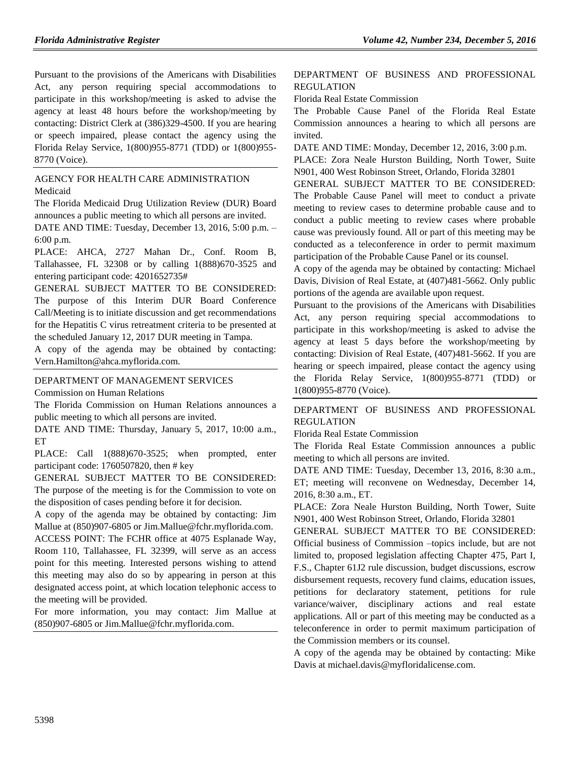Pursuant to the provisions of the Americans with Disabilities Act, any person requiring special accommodations to participate in this workshop/meeting is asked to advise the agency at least 48 hours before the workshop/meeting by contacting: District Clerk at (386)329-4500. If you are hearing or speech impaired, please contact the agency using the Florida Relay Service, 1(800)955-8771 (TDD) or 1(800)955-8770 (Voice).

AGENCY FOR HEALTH CARE ADMINISTRATION

Medicaid

The Florida Medicaid Drug Utilization Review (DUR) Board announces a public meeting to which all persons are invited.

DATE AND TIME: Tuesday, December 13, 2016, 5:00 p.m. – 6:00 p.m.

PLACE: AHCA, 2727 Mahan Dr., Conf. Room B, Tallahassee, FL 32308 or by calling 1(888)670-3525 and entering participant code: 4201652735#

GENERAL SUBJECT MATTER TO BE CONSIDERED: The purpose of this Interim DUR Board Conference Call/Meeting is to initiate discussion and get recommendations for the Hepatitis C virus retreatment criteria to be presented at the scheduled January 12, 2017 DUR meeting in Tampa.

A copy of the agenda may be obtained by contacting: Vern.Hamilton@ahca.myflorida.com.

DEPARTMENT OF MANAGEMENT SERVICES

Commission on Human Relations

The Florida Commission on Human Relations announces a public meeting to which all persons are invited.

DATE AND TIME: Thursday, January 5, 2017, 10:00 a.m., ET

PLACE: Call 1(888)670-3525; when prompted, enter participant code: 1760507820, then # key

GENERAL SUBJECT MATTER TO BE CONSIDERED: The purpose of the meeting is for the Commission to vote on the disposition of cases pending before it for decision.

A copy of the agenda may be obtained by contacting: Jim Mallue at (850)907-6805 or Jim.Mallue@fchr.myflorida.com.

ACCESS POINT: The FCHR office at 4075 Esplanade Way, Room 110, Tallahassee, FL 32399, will serve as an access point for this meeting. Interested persons wishing to attend this meeting may also do so by appearing in person at this designated access point, at which location telephonic access to the meeting will be provided.

For more information, you may contact: Jim Mallue at (850)907-6805 or Jim.Mallue@fchr.myflorida.com.

DEPARTMENT OF BUSINESS AND PROFESSIONAL REGULATION

Florida Real Estate Commission

The Probable Cause Panel of the Florida Real Estate Commission announces a hearing to which all persons are invited.

DATE AND TIME: Monday, December 12, 2016, 3:00 p.m.

PLACE: Zora Neale Hurston Building, North Tower, Suite N901, 400 West Robinson Street, Orlando, Florida 32801

GENERAL SUBJECT MATTER TO BE CONSIDERED: The Probable Cause Panel will meet to conduct a private meeting to review cases to determine probable cause and to conduct a public meeting to review cases where probable cause was previously found. All or part of this meeting may be conducted as a teleconference in order to permit maximum participation of the Probable Cause Panel or its counsel.

A copy of the agenda may be obtained by contacting: Michael Davis, Division of Real Estate, at (407)481-5662. Only public portions of the agenda are available upon request.

Pursuant to the provisions of the Americans with Disabilities Act, any person requiring special accommodations to participate in this workshop/meeting is asked to advise the agency at least 5 days before the workshop/meeting by contacting: Division of Real Estate, (407)481-5662. If you are hearing or speech impaired, please contact the agency using the Florida Relay Service, 1(800)955-8771 (TDD) or 1(800)955-8770 (Voice).

DEPARTMENT OF BUSINESS AND PROFESSIONAL REGULATION

Florida Real Estate Commission

The Florida Real Estate Commission announces a public meeting to which all persons are invited.

DATE AND TIME: Tuesday, December 13, 2016, 8:30 a.m., ET; meeting will reconvene on Wednesday, December 14, 2016, 8:30 a.m., ET.

PLACE: Zora Neale Hurston Building, North Tower, Suite N901, 400 West Robinson Street, Orlando, Florida 32801

GENERAL SUBJECT MATTER TO BE CONSIDERED: Official business of Commission –topics include, but are not limited to, proposed legislation affecting Chapter 475, Part I, F.S., Chapter 61J2 rule discussion, budget discussions, escrow disbursement requests, recovery fund claims, education issues, petitions for declaratory statement, petitions for rule variance/waiver, disciplinary actions and real estate applications. All or part of this meeting may be conducted as a teleconference in order to permit maximum participation of the Commission members or its counsel.

A copy of the agenda may be obtained by contacting: Mike Davis at michael.davis@myfloridalicense.com.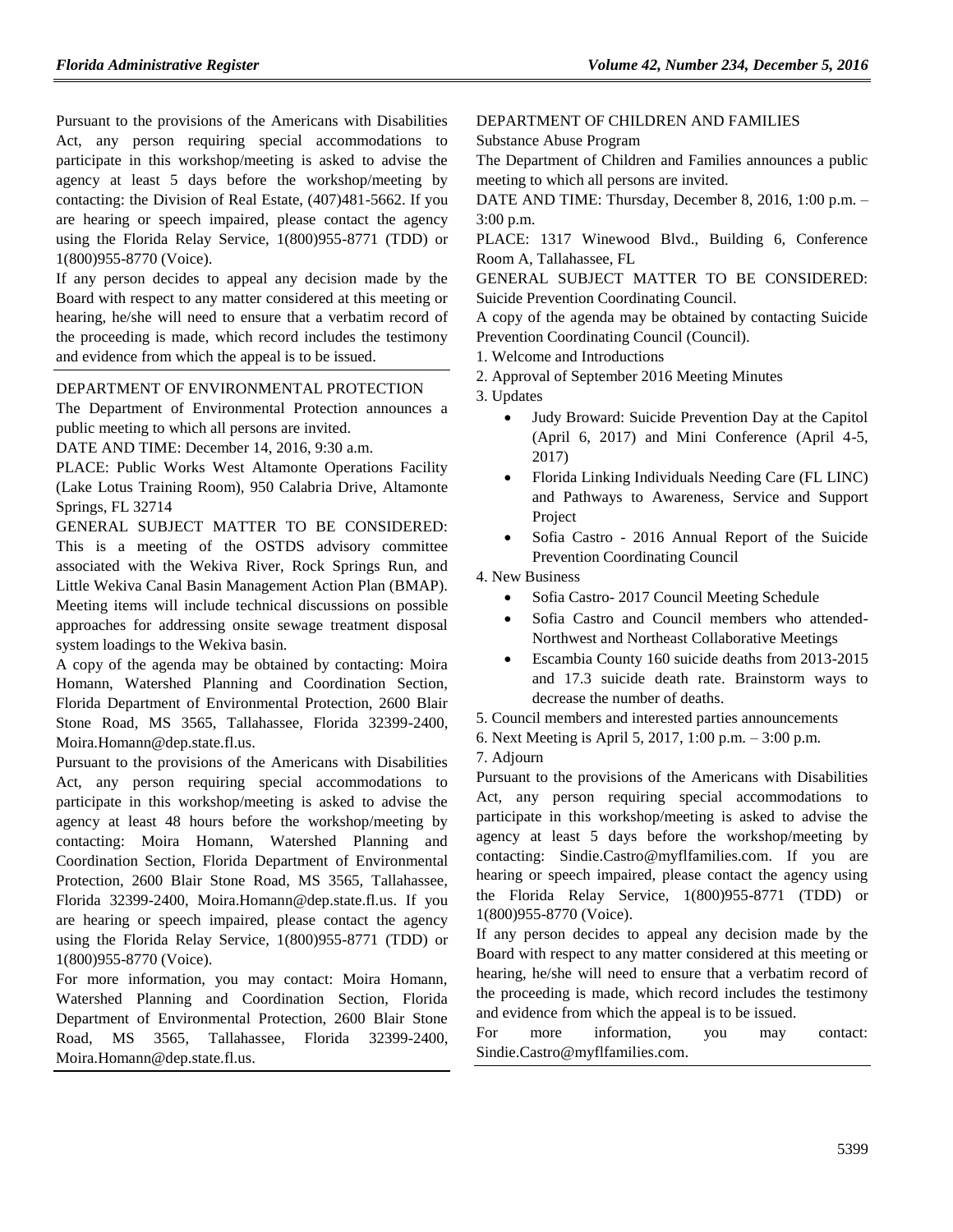Pursuant to the provisions of the Americans with Disabilities Act, any person requiring special accommodations to participate in this workshop/meeting is asked to advise the agency at least 5 days before the workshop/meeting by contacting: the Division of Real Estate, (407)481-5662. If you are hearing or speech impaired, please contact the agency using the Florida Relay Service, 1(800)955-8771 (TDD) or 1(800)955-8770 (Voice).

If any person decides to appeal any decision made by the Board with respect to any matter considered at this meeting or hearing, he/she will need to ensure that a verbatim record of the proceeding is made, which record includes the testimony and evidence from which the appeal is to be issued.

---

DEPARTMENT OF ENVIRONMENTAL PROTECTION

The Department of Environmental Protection announces a public meeting to which all persons are invited.

DATE AND TIME: December 14, 2016, 9:30 a.m.

PLACE: Public Works West Altamonte Operations Facility (Lake Lotus Training Room), 950 Calabria Drive, Altamonte Springs, FL 32714

GENERAL SUBJECT MATTER TO BE CONSIDERED: This is a meeting of the OSTDS advisory committee associated with the Wekiva River, Rock Springs Run, and Little Wekiva Canal Basin Management Action Plan (BMAP). Meeting items will include technical discussions on possible approaches for addressing onsite sewage treatment disposal system loadings to the Wekiva basin.

A copy of the agenda may be obtained by contacting: Moira Homann, Watershed Planning and Coordination Section, Florida Department of Environmental Protection, 2600 Blair Stone Road, MS 3565, Tallahassee, Florida 32399-2400, Moira.Homann@dep.state.fl.us.

Pursuant to the provisions of the Americans with Disabilities Act, any person requiring special accommodations to participate in this workshop/meeting is asked to advise the agency at least 48 hours before the workshop/meeting by contacting: Moira Homann, Watershed Planning and Coordination Section, Florida Department of Environmental Protection, 2600 Blair Stone Road, MS 3565, Tallahassee, Florida 32399-2400, Moira.Homann@dep.state.fl.us. If you are hearing or speech impaired, please contact the agency using the Florida Relay Service, 1(800)955-8771 (TDD) or 1(800)955-8770 (Voice).

For more information, you may contact: Moira Homann, Watershed Planning and Coordination Section, Florida Department of Environmental Protection, 2600 Blair Stone Road, MS 3565, Tallahassee, Florida 32399-2400, Moira.Homann@dep.state.fl.us.

---

DEPARTMENT OF CHILDREN AND FAMILIES

Substance Abuse Program

The Department of Children and Families announces a public meeting to which all persons are invited.

DATE AND TIME: Thursday, December 8, 2016, 1:00 p.m. – 3:00 p.m.

PLACE: 1317 Winewood Blvd., Building 6, Conference Room A, Tallahassee, FL

GENERAL SUBJECT MATTER TO BE CONSIDERED: Suicide Prevention Coordinating Council.

A copy of the agenda may be obtained by contacting Suicide Prevention Coordinating Council (Council).

1. Welcome and Introductions
2. Approval of September 2016 Meeting Minutes
3. Updates
   - Judy Broward: Suicide Prevention Day at the Capitol (April 6, 2017) and Mini Conference (April 4-5, 2017)
   - Florida Linking Individuals Needing Care (FL LINC) and Pathways to Awareness, Service and Support Project
   - Sofia Castro - 2016 Annual Report of the Suicide Prevention Coordinating Council
4. New Business
   - Sofia Castro- 2017 Council Meeting Schedule
   - Sofia Castro and Council members who attended- Northwest and Northeast Collaborative Meetings
   - Escambia County 160 suicide deaths from 2013-2015 and 17.3 suicide death rate. Brainstorm ways to decrease the number of deaths.
5. Council members and interested parties announcements
6. Next Meeting is April 5, 2017, 1:00 p.m. – 3:00 p.m.
7. Adjourn

Pursuant to the provisions of the Americans with Disabilities Act, any person requiring special accommodations to participate in this workshop/meeting is asked to advise the agency at least 5 days before the workshop/meeting by contacting: Sindie.Castro@myflfamilies.com. If you are hearing or speech impaired, please contact the agency using the Florida Relay Service, 1(800)955-8771 (TDD) or 1(800)955-8770 (Voice).

If any person decides to appeal any decision made by the Board with respect to any matter considered at this meeting or hearing, he/she will need to ensure that a verbatim record of the proceeding is made, which record includes the testimony and evidence from which the appeal is to be issued.

For more information, you may contact: Sindie.Castro@myflfamilies.com.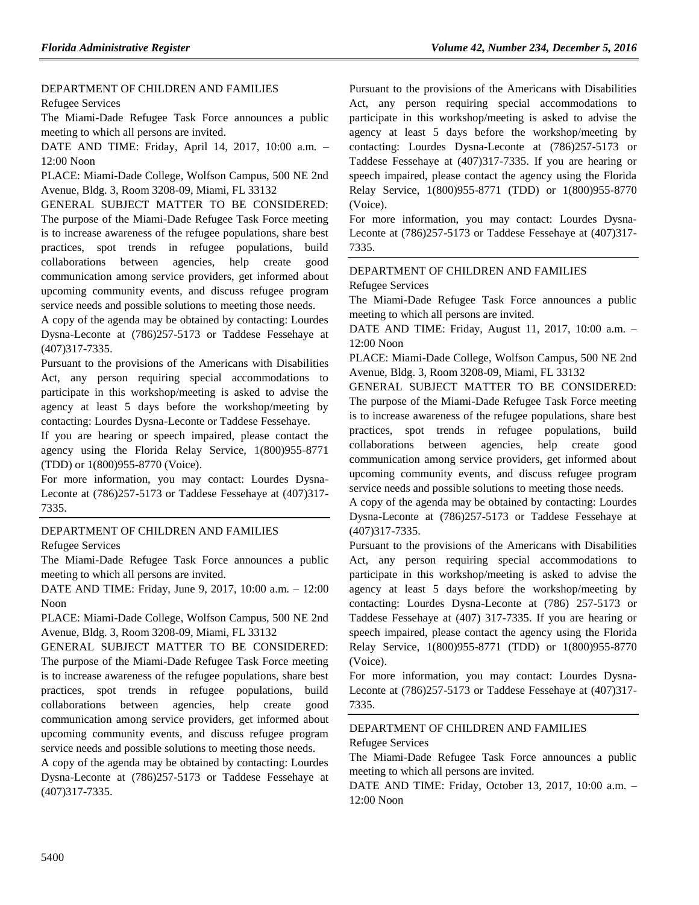DEPARTMENT OF CHILDREN AND FAMILIES

Refugee Services

The Miami-Dade Refugee Task Force announces a public meeting to which all persons are invited.

DATE AND TIME: Friday, April 14, 2017, 10:00 a.m. – 12:00 Noon

PLACE: Miami-Dade College, Wolfson Campus, 500 NE 2nd Avenue, Bldg. 3, Room 3208-09, Miami, FL 33132

GENERAL SUBJECT MATTER TO BE CONSIDERED: The purpose of the Miami-Dade Refugee Task Force meeting is to increase awareness of the refugee populations, share best practices, spot trends in refugee populations, build collaborations between agencies, help create good communication among service providers, get informed about upcoming community events, and discuss refugee program service needs and possible solutions to meeting those needs.

A copy of the agenda may be obtained by contacting: Lourdes Dysna-Leconte at (786)257-5173 or Taddese Fessehaye at (407)317-7335.

Pursuant to the provisions of the Americans with Disabilities Act, any person requiring special accommodations to participate in this workshop/meeting is asked to advise the agency at least 5 days before the workshop/meeting by contacting: Lourdes Dysna-Leconte or Taddese Fessehaye.

If you are hearing or speech impaired, please contact the agency using the Florida Relay Service, 1(800)955-8771 (TDD) or 1(800)955-8770 (Voice).

For more information, you may contact: Lourdes Dysna-Leconte at (786)257-5173 or Taddese Fessehaye at (407)317-7335.

---

DEPARTMENT OF CHILDREN AND FAMILIES

Refugee Services

The Miami-Dade Refugee Task Force announces a public meeting to which all persons are invited.

DATE AND TIME: Friday, June 9, 2017, 10:00 a.m. – 12:00 Noon

PLACE: Miami-Dade College, Wolfson Campus, 500 NE 2nd Avenue, Bldg. 3, Room 3208-09, Miami, FL 33132

GENERAL SUBJECT MATTER TO BE CONSIDERED: The purpose of the Miami-Dade Refugee Task Force meeting is to increase awareness of the refugee populations, share best practices, spot trends in refugee populations, build collaborations between agencies, help create good communication among service providers, get informed about upcoming community events, and discuss refugee program service needs and possible solutions to meeting those needs.

A copy of the agenda may be obtained by contacting: Lourdes Dysna-Leconte at (786)257-5173 or Taddese Fessehaye at (407)317-7335.

Pursuant to the provisions of the Americans with Disabilities Act, any person requiring special accommodations to participate in this workshop/meeting is asked to advise the agency at least 5 days before the workshop/meeting by contacting: Lourdes Dysna-Leconte at (786)257-5173 or Taddese Fessehaye at (407)317-7335. If you are hearing or speech impaired, please contact the agency using the Florida Relay Service, 1(800)955-8771 (TDD) or 1(800)955-8770 (Voice).

For more information, you may contact: Lourdes Dysna-Leconte at (786)257-5173 or Taddese Fessehaye at (407)317-7335.

---

DEPARTMENT OF CHILDREN AND FAMILIES

Refugee Services

The Miami-Dade Refugee Task Force announces a public meeting to which all persons are invited.

DATE AND TIME: Friday, August 11, 2017, 10:00 a.m. – 12:00 Noon

PLACE: Miami-Dade College, Wolfson Campus, 500 NE 2nd Avenue, Bldg. 3, Room 3208-09, Miami, FL 33132

GENERAL SUBJECT MATTER TO BE CONSIDERED: The purpose of the Miami-Dade Refugee Task Force meeting is to increase awareness of the refugee populations, share best practices, spot trends in refugee populations, build collaborations between agencies, help create good communication among service providers, get informed about upcoming community events, and discuss refugee program service needs and possible solutions to meeting those needs.

A copy of the agenda may be obtained by contacting: Lourdes Dysna-Leconte at (786)257-5173 or Taddese Fessehaye at (407)317-7335.

Pursuant to the provisions of the Americans with Disabilities Act, any person requiring special accommodations to participate in this workshop/meeting is asked to advise the agency at least 5 days before the workshop/meeting by contacting: Lourdes Dysna-Leconte at (786) 257-5173 or Taddese Fessehaye at (407) 317-7335. If you are hearing or speech impaired, please contact the agency using the Florida Relay Service, 1(800)955-8771 (TDD) or 1(800)955-8770 (Voice).

For more information, you may contact: Lourdes Dysna-Leconte at (786)257-5173 or Taddese Fessehaye at (407)317-7335.

---

DEPARTMENT OF CHILDREN AND FAMILIES

Refugee Services

The Miami-Dade Refugee Task Force announces a public meeting to which all persons are invited.

DATE AND TIME: Friday, October 13, 2017, 10:00 a.m. – 12:00 Noon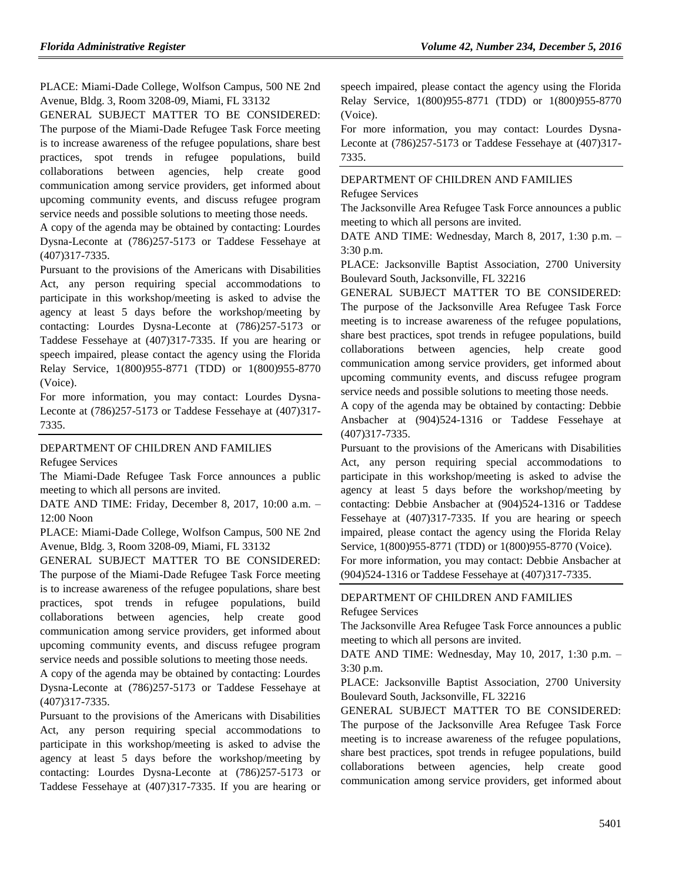PLACE: Miami-Dade College, Wolfson Campus, 500 NE 2nd Avenue, Bldg. 3, Room 3208-09, Miami, FL 33132

GENERAL SUBJECT MATTER TO BE CONSIDERED: The purpose of the Miami-Dade Refugee Task Force meeting is to increase awareness of the refugee populations, share best practices, spot trends in refugee populations, build collaborations between agencies, help create good communication among service providers, get informed about upcoming community events, and discuss refugee program service needs and possible solutions to meeting those needs.

A copy of the agenda may be obtained by contacting: Lourdes Dysna-Leconte at (786)257-5173 or Taddese Fessehaye at (407)317-7335.

Pursuant to the provisions of the Americans with Disabilities Act, any person requiring special accommodations to participate in this workshop/meeting is asked to advise the agency at least 5 days before the workshop/meeting by contacting: Lourdes Dysna-Leconte at (786)257-5173 or Taddese Fessehaye at (407)317-7335. If you are hearing or speech impaired, please contact the agency using the Florida Relay Service, 1(800)955-8771 (TDD) or 1(800)955-8770 (Voice).

For more information, you may contact: Lourdes Dysna-Leconte at (786)257-5173 or Taddese Fessehaye at (407)317-7335.

---

DEPARTMENT OF CHILDREN AND FAMILIES

Refugee Services

The Miami-Dade Refugee Task Force announces a public meeting to which all persons are invited.

DATE AND TIME: Friday, December 8, 2017, 10:00 a.m. – 12:00 Noon

PLACE: Miami-Dade College, Wolfson Campus, 500 NE 2nd Avenue, Bldg. 3, Room 3208-09, Miami, FL 33132

GENERAL SUBJECT MATTER TO BE CONSIDERED: The purpose of the Miami-Dade Refugee Task Force meeting is to increase awareness of the refugee populations, share best practices, spot trends in refugee populations, build collaborations between agencies, help create good communication among service providers, get informed about upcoming community events, and discuss refugee program service needs and possible solutions to meeting those needs.

A copy of the agenda may be obtained by contacting: Lourdes Dysna-Leconte at (786)257-5173 or Taddese Fessehaye at (407)317-7335.

Pursuant to the provisions of the Americans with Disabilities Act, any person requiring special accommodations to participate in this workshop/meeting is asked to advise the agency at least 5 days before the workshop/meeting by contacting: Lourdes Dysna-Leconte at (786)257-5173 or Taddese Fessehaye at (407)317-7335. If you are hearing or speech impaired, please contact the agency using the Florida Relay Service, 1(800)955-8771 (TDD) or 1(800)955-8770 (Voice).

For more information, you may contact: Lourdes Dysna-Leconte at (786)257-5173 or Taddese Fessehaye at (407)317-7335.

---

DEPARTMENT OF CHILDREN AND FAMILIES

Refugee Services

The Jacksonville Area Refugee Task Force announces a public meeting to which all persons are invited.

DATE AND TIME: Wednesday, March 8, 2017, 1:30 p.m. – 3:30 p.m.

PLACE: Jacksonville Baptist Association, 2700 University Boulevard South, Jacksonville, FL 32216

GENERAL SUBJECT MATTER TO BE CONSIDERED: The purpose of the Jacksonville Area Refugee Task Force meeting is to increase awareness of the refugee populations, share best practices, spot trends in refugee populations, build collaborations between agencies, help create good communication among service providers, get informed about upcoming community events, and discuss refugee program service needs and possible solutions to meeting those needs.

A copy of the agenda may be obtained by contacting: Debbie Ansbacher at (904)524-1316 or Taddese Fessehaye at (407)317-7335.

Pursuant to the provisions of the Americans with Disabilities Act, any person requiring special accommodations to participate in this workshop/meeting is asked to advise the agency at least 5 days before the workshop/meeting by contacting: Debbie Ansbacher at (904)524-1316 or Taddese Fessehaye at (407)317-7335. If you are hearing or speech impaired, please contact the agency using the Florida Relay Service, 1(800)955-8771 (TDD) or 1(800)955-8770 (Voice).

For more information, you may contact: Debbie Ansbacher at (904)524-1316 or Taddese Fessehaye at (407)317-7335.

---

DEPARTMENT OF CHILDREN AND FAMILIES

Refugee Services

The Jacksonville Area Refugee Task Force announces a public meeting to which all persons are invited.

DATE AND TIME: Wednesday, May 10, 2017, 1:30 p.m. – 3:30 p.m.

PLACE: Jacksonville Baptist Association, 2700 University Boulevard South, Jacksonville, FL 32216

GENERAL SUBJECT MATTER TO BE CONSIDERED: The purpose of the Jacksonville Area Refugee Task Force meeting is to increase awareness of the refugee populations, share best practices, spot trends in refugee populations, build collaborations between agencies, help create good communication among service providers, get informed about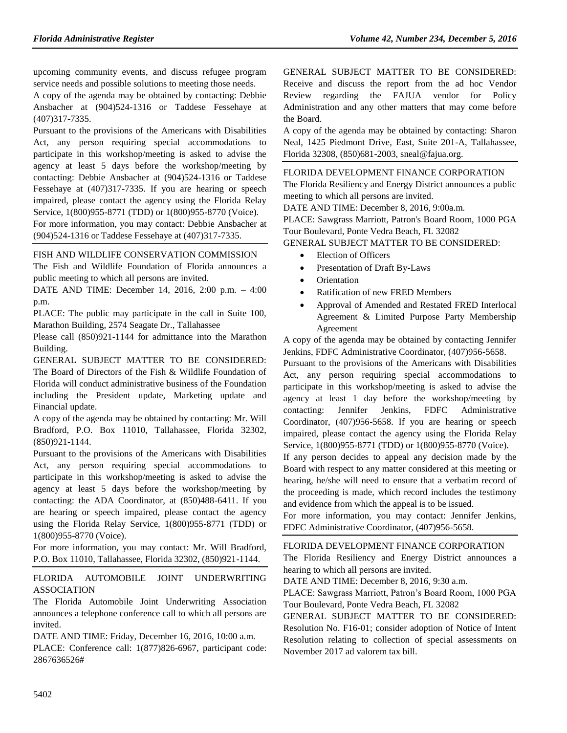upcoming community events, and discuss refugee program service needs and possible solutions to meeting those needs.

A copy of the agenda may be obtained by contacting: Debbie Ansbacher at (904)524-1316 or Taddese Fessehaye at (407)317-7335.

Pursuant to the provisions of the Americans with Disabilities Act, any person requiring special accommodations to participate in this workshop/meeting is asked to advise the agency at least 5 days before the workshop/meeting by contacting: Debbie Ansbacher at (904)524-1316 or Taddese Fessehaye at (407)317-7335. If you are hearing or speech impaired, please contact the agency using the Florida Relay Service, 1(800)955-8771 (TDD) or 1(800)955-8770 (Voice).

For more information, you may contact: Debbie Ansbacher at (904)524-1316 or Taddese Fessehaye at (407)317-7335.

FISH AND WILDLIFE CONSERVATION COMMISSION

The Fish and Wildlife Foundation of Florida announces a public meeting to which all persons are invited.

DATE AND TIME: December 14, 2016, 2:00 p.m. – 4:00 p.m.

PLACE: The public may participate in the call in Suite 100, Marathon Building, 2574 Seagate Dr., Tallahassee

Please call (850)921-1144 for admittance into the Marathon Building.

GENERAL SUBJECT MATTER TO BE CONSIDERED: The Board of Directors of the Fish & Wildlife Foundation of Florida will conduct administrative business of the Foundation including the President update, Marketing update and Financial update.

A copy of the agenda may be obtained by contacting: Mr. Will Bradford, P.O. Box 11010, Tallahassee, Florida 32302, (850)921-1144.

Pursuant to the provisions of the Americans with Disabilities Act, any person requiring special accommodations to participate in this workshop/meeting is asked to advise the agency at least 5 days before the workshop/meeting by contacting: the ADA Coordinator, at (850)488-6411. If you are hearing or speech impaired, please contact the agency using the Florida Relay Service, 1(800)955-8771 (TDD) or 1(800)955-8770 (Voice).

For more information, you may contact: Mr. Will Bradford, P.O. Box 11010, Tallahassee, Florida 32302, (850)921-1144.

FLORIDA AUTOMOBILE JOINT UNDERWRITING ASSOCIATION

The Florida Automobile Joint Underwriting Association announces a telephone conference call to which all persons are invited.

DATE AND TIME: Friday, December 16, 2016, 10:00 a.m.

PLACE: Conference call: 1(877)826-6967, participant code: 2867636526#

GENERAL SUBJECT MATTER TO BE CONSIDERED: Receive and discuss the report from the ad hoc Vendor Review regarding the FAJUA vendor for Policy Administration and any other matters that may come before the Board.

A copy of the agenda may be obtained by contacting: Sharon Neal, 1425 Piedmont Drive, East, Suite 201-A, Tallahassee, Florida 32308, (850)681-2003, sneal@fajua.org.

FLORIDA DEVELOPMENT FINANCE CORPORATION

The Florida Resiliency and Energy District announces a public meeting to which all persons are invited.

DATE AND TIME: December 8, 2016, 9:00a.m.

PLACE: Sawgrass Marriott, Patron's Board Room, 1000 PGA Tour Boulevard, Ponte Vedra Beach, FL 32082

GENERAL SUBJECT MATTER TO BE CONSIDERED:

- Election of Officers
- Presentation of Draft By-Laws
- Orientation
- Ratification of new FRED Members
- Approval of Amended and Restated FRED Interlocal Agreement & Limited Purpose Party Membership Agreement

A copy of the agenda may be obtained by contacting Jennifer Jenkins, FDFC Administrative Coordinator, (407)956-5658.

Pursuant to the provisions of the Americans with Disabilities Act, any person requiring special accommodations to participate in this workshop/meeting is asked to advise the agency at least 1 day before the workshop/meeting by contacting: Jennifer Jenkins, FDFC Administrative Coordinator, (407)956-5658. If you are hearing or speech impaired, please contact the agency using the Florida Relay Service, 1(800)955-8771 (TDD) or 1(800)955-8770 (Voice).

If any person decides to appeal any decision made by the Board with respect to any matter considered at this meeting or hearing, he/she will need to ensure that a verbatim record of the proceeding is made, which record includes the testimony and evidence from which the appeal is to be issued.

For more information, you may contact: Jennifer Jenkins, FDFC Administrative Coordinator, (407)956-5658.

FLORIDA DEVELOPMENT FINANCE CORPORATION

The Florida Resiliency and Energy District announces a hearing to which all persons are invited.

DATE AND TIME: December 8, 2016, 9:30 a.m.

PLACE: Sawgrass Marriott, Patron's Board Room, 1000 PGA Tour Boulevard, Ponte Vedra Beach, FL 32082

GENERAL SUBJECT MATTER TO BE CONSIDERED: Resolution No. F16-01; consider adoption of Notice of Intent Resolution relating to collection of special assessments on November 2017 ad valorem tax bill.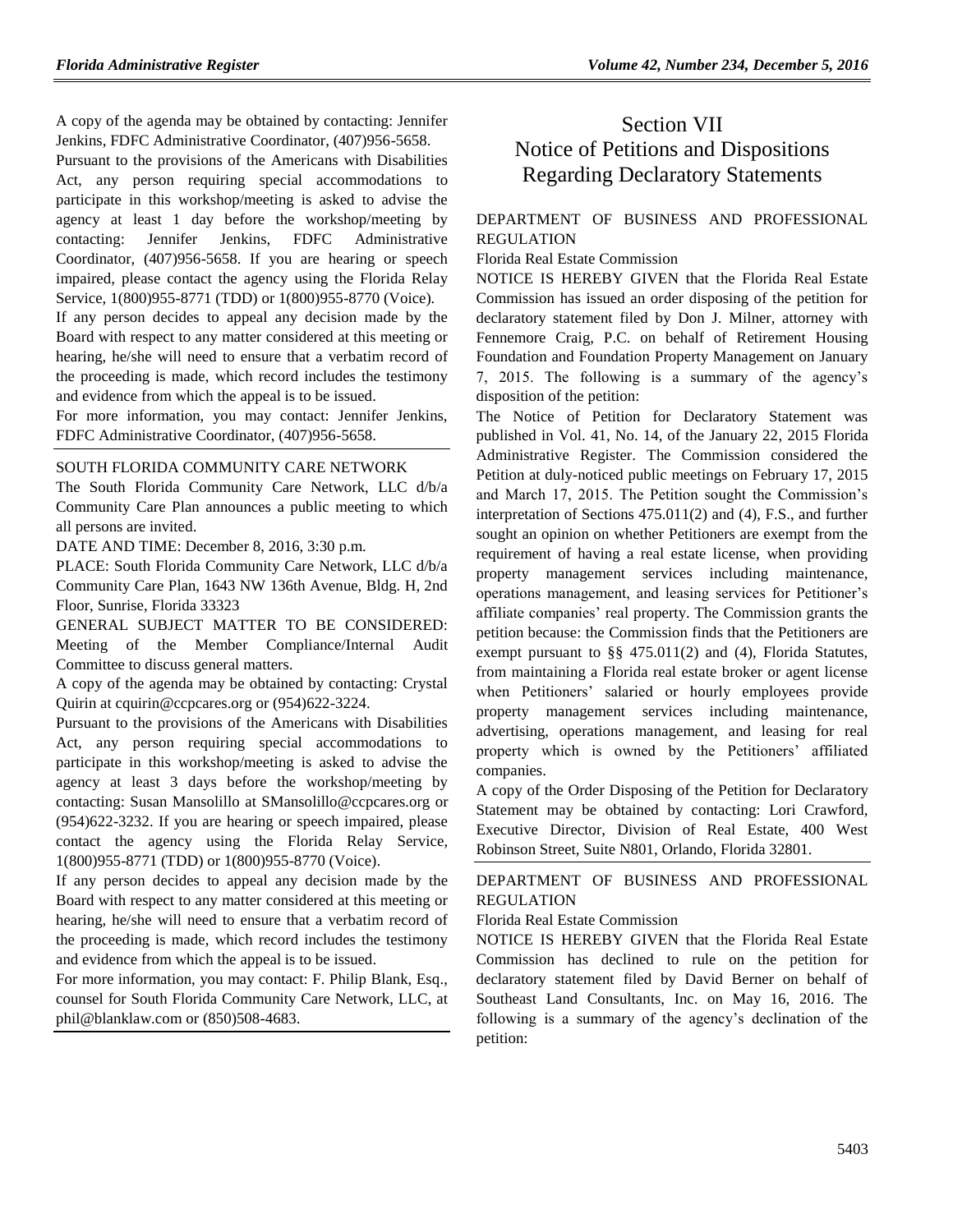A copy of the agenda may be obtained by contacting: Jennifer Jenkins, FDFC Administrative Coordinator, (407)956-5658.

Pursuant to the provisions of the Americans with Disabilities Act, any person requiring special accommodations to participate in this workshop/meeting is asked to advise the agency at least 1 day before the workshop/meeting by contacting: Jennifer Jenkins, FDFC Administrative Coordinator, (407)956-5658. If you are hearing or speech impaired, please contact the agency using the Florida Relay Service, 1(800)955-8771 (TDD) or 1(800)955-8770 (Voice).

If any person decides to appeal any decision made by the Board with respect to any matter considered at this meeting or hearing, he/she will need to ensure that a verbatim record of the proceeding is made, which record includes the testimony and evidence from which the appeal is to be issued.

For more information, you may contact: Jennifer Jenkins, FDFC Administrative Coordinator, (407)956-5658.

SOUTH FLORIDA COMMUNITY CARE NETWORK

The South Florida Community Care Network, LLC d/b/a Community Care Plan announces a public meeting to which all persons are invited.

DATE AND TIME: December 8, 2016, 3:30 p.m.

PLACE: South Florida Community Care Network, LLC d/b/a Community Care Plan, 1643 NW 136th Avenue, Bldg. H, 2nd Floor, Sunrise, Florida 33323

GENERAL SUBJECT MATTER TO BE CONSIDERED: Meeting of the Member Compliance/Internal Audit Committee to discuss general matters.

A copy of the agenda may be obtained by contacting: Crystal Quirin at cquirin@ccpcares.org or (954)622-3224.

Pursuant to the provisions of the Americans with Disabilities Act, any person requiring special accommodations to participate in this workshop/meeting is asked to advise the agency at least 3 days before the workshop/meeting by contacting: Susan Mansolillo at SMansolillo@ccpcares.org or (954)622-3232. If you are hearing or speech impaired, please contact the agency using the Florida Relay Service, 1(800)955-8771 (TDD) or 1(800)955-8770 (Voice).

If any person decides to appeal any decision made by the Board with respect to any matter considered at this meeting or hearing, he/she will need to ensure that a verbatim record of the proceeding is made, which record includes the testimony and evidence from which the appeal is to be issued.

For more information, you may contact: F. Philip Blank, Esq., counsel for South Florida Community Care Network, LLC, at phil@blanklaw.com or (850)508-4683.

# Section VII
# Notice of Petitions and Dispositions Regarding Declaratory Statements

DEPARTMENT OF BUSINESS AND PROFESSIONAL REGULATION

Florida Real Estate Commission

NOTICE IS HEREBY GIVEN that the Florida Real Estate Commission has issued an order disposing of the petition for declaratory statement filed by Don J. Milner, attorney with Fennemore Craig, P.C. on behalf of Retirement Housing Foundation and Foundation Property Management on January 7, 2015. The following is a summary of the agency's disposition of the petition:

The Notice of Petition for Declaratory Statement was published in Vol. 41, No. 14, of the January 22, 2015 Florida Administrative Register. The Commission considered the Petition at duly-noticed public meetings on February 17, 2015 and March 17, 2015. The Petition sought the Commission's interpretation of Sections 475.011(2) and (4), F.S., and further sought an opinion on whether Petitioners are exempt from the requirement of having a real estate license, when providing property management services including maintenance, operations management, and leasing services for Petitioner's affiliate companies' real property. The Commission grants the petition because: the Commission finds that the Petitioners are exempt pursuant to §§ 475.011(2) and (4), Florida Statutes, from maintaining a Florida real estate broker or agent license when Petitioners' salaried or hourly employees provide property management services including maintenance, advertising, operations management, and leasing for real property which is owned by the Petitioners' affiliated companies.

A copy of the Order Disposing of the Petition for Declaratory Statement may be obtained by contacting: Lori Crawford, Executive Director, Division of Real Estate, 400 West Robinson Street, Suite N801, Orlando, Florida 32801.

DEPARTMENT OF BUSINESS AND PROFESSIONAL REGULATION

Florida Real Estate Commission

NOTICE IS HEREBY GIVEN that the Florida Real Estate Commission has declined to rule on the petition for declaratory statement filed by David Berner on behalf of Southeast Land Consultants, Inc. on May 16, 2016. The following is a summary of the agency's declination of the petition: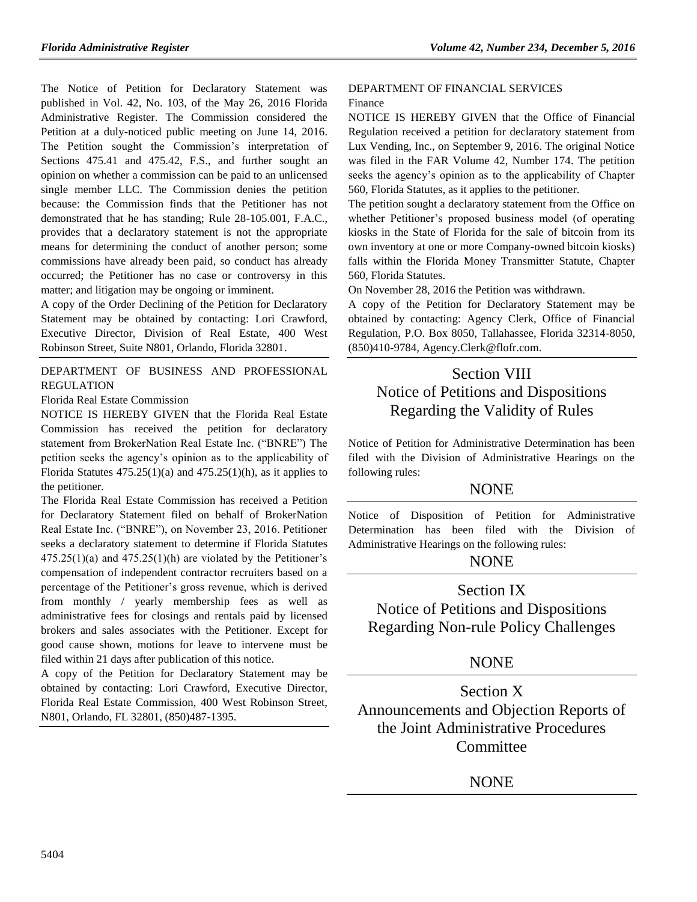The Notice of Petition for Declaratory Statement was published in Vol. 42, No. 103, of the May 26, 2016 Florida Administrative Register. The Commission considered the Petition at a duly-noticed public meeting on June 14, 2016. The Petition sought the Commission's interpretation of Sections 475.41 and 475.42, F.S., and further sought an opinion on whether a commission can be paid to an unlicensed single member LLC. The Commission denies the petition because: the Commission finds that the Petitioner has not demonstrated that he has standing; Rule 28-105.001, F.A.C., provides that a declaratory statement is not the appropriate means for determining the conduct of another person; some commissions have already been paid, so conduct has already occurred; the Petitioner has no case or controversy in this matter; and litigation may be ongoing or imminent.

A copy of the Order Declining of the Petition for Declaratory Statement may be obtained by contacting: Lori Crawford, Executive Director, Division of Real Estate, 400 West Robinson Street, Suite N801, Orlando, Florida 32801.

DEPARTMENT OF BUSINESS AND PROFESSIONAL REGULATION

Florida Real Estate Commission

NOTICE IS HEREBY GIVEN that the Florida Real Estate Commission has received the petition for declaratory statement from BrokerNation Real Estate Inc. ("BNRE") The petition seeks the agency's opinion as to the applicability of Florida Statutes 475.25(1)(a) and 475.25(1)(h), as it applies to the petitioner.

The Florida Real Estate Commission has received a Petition for Declaratory Statement filed on behalf of BrokerNation Real Estate Inc. ("BNRE"), on November 23, 2016. Petitioner seeks a declaratory statement to determine if Florida Statutes 475.25(1)(a) and 475.25(1)(h) are violated by the Petitioner's compensation of independent contractor recruiters based on a percentage of the Petitioner's gross revenue, which is derived from monthly / yearly membership fees as well as administrative fees for closings and rentals paid by licensed brokers and sales associates with the Petitioner. Except for good cause shown, motions for leave to intervene must be filed within 21 days after publication of this notice.

A copy of the Petition for Declaratory Statement may be obtained by contacting: Lori Crawford, Executive Director, Florida Real Estate Commission, 400 West Robinson Street, N801, Orlando, FL 32801, (850)487-1395.

DEPARTMENT OF FINANCIAL SERVICES

Finance

NOTICE IS HEREBY GIVEN that the Office of Financial Regulation received a petition for declaratory statement from Lux Vending, Inc., on September 9, 2016. The original Notice was filed in the FAR Volume 42, Number 174. The petition seeks the agency's opinion as to the applicability of Chapter 560, Florida Statutes, as it applies to the petitioner.

The petition sought a declaratory statement from the Office on whether Petitioner's proposed business model (of operating kiosks in the State of Florida for the sale of bitcoin from its own inventory at one or more Company-owned bitcoin kiosks) falls within the Florida Money Transmitter Statute, Chapter 560, Florida Statutes.

On November 28, 2016 the Petition was withdrawn.

A copy of the Petition for Declaratory Statement may be obtained by contacting: Agency Clerk, Office of Financial Regulation, P.O. Box 8050, Tallahassee, Florida 32314-8050, (850)410-9784, Agency.Clerk@flofr.com.

# Section VIII Notice of Petitions and Dispositions Regarding the Validity of Rules

Notice of Petition for Administrative Determination has been filed with the Division of Administrative Hearings on the following rules:

NONE

Notice of Disposition of Petition for Administrative Determination has been filed with the Division of Administrative Hearings on the following rules:

NONE

# Section IX Notice of Petitions and Dispositions Regarding Non-rule Policy Challenges

NONE

# Section X Announcements and Objection Reports of the Joint Administrative Procedures Committee

NONE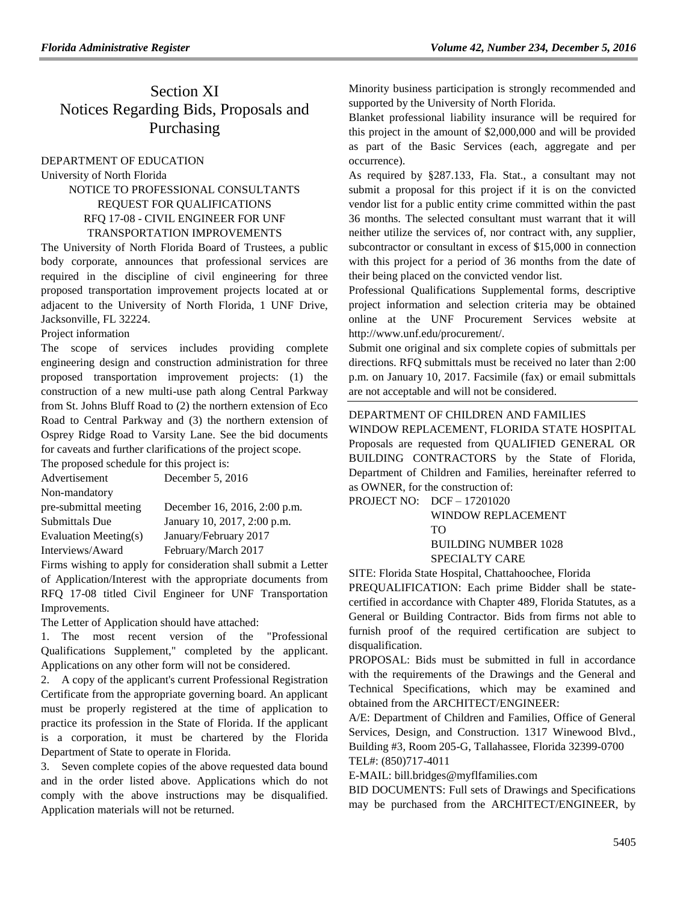# Section XI
# Notices Regarding Bids, Proposals and Purchasing

DEPARTMENT OF EDUCATION

University of North Florida

NOTICE TO PROFESSIONAL CONSULTANTS

REQUEST FOR QUALIFICATIONS

RFQ 17-08 - CIVIL ENGINEER FOR UNF TRANSPORTATION IMPROVEMENTS

The University of North Florida Board of Trustees, a public body corporate, announces that professional services are required in the discipline of civil engineering for three proposed transportation improvement projects located at or adjacent to the University of North Florida, 1 UNF Drive, Jacksonville, FL 32224.

Project information

The scope of services includes providing complete engineering design and construction administration for three proposed transportation improvement projects: (1) the construction of a new multi-use path along Central Parkway from St. Johns Bluff Road to (2) the northern extension of Eco Road to Central Parkway and (3) the northern extension of Osprey Ridge Road to Varsity Lane. See the bid documents for caveats and further clarifications of the project scope.

The proposed schedule for this project is:

| | |
|---|---|
| Advertisement | December 5, 2016 |
| Non-mandatory pre-submittal meeting | December 16, 2016, 2:00 p.m. |
| Submittals Due | January 10, 2017, 2:00 p.m. |
| Evaluation Meeting(s) | January/February 2017 |
| Interviews/Award | February/March 2017 |

Firms wishing to apply for consideration shall submit a Letter of Application/Interest with the appropriate documents from RFQ 17-08 titled Civil Engineer for UNF Transportation Improvements.

The Letter of Application should have attached:

1. The most recent version of the "Professional Qualifications Supplement," completed by the applicant. Applications on any other form will not be considered.
2. A copy of the applicant's current Professional Registration Certificate from the appropriate governing board. An applicant must be properly registered at the time of application to practice its profession in the State of Florida. If the applicant is a corporation, it must be chartered by the Florida Department of State to operate in Florida.
3. Seven complete copies of the above requested data bound and in the order listed above. Applications which do not comply with the above instructions may be disqualified. Application materials will not be returned.

Minority business participation is strongly recommended and supported by the University of North Florida.

Blanket professional liability insurance will be required for this project in the amount of $2,000,000 and will be provided as part of the Basic Services (each, aggregate and per occurrence).

As required by §287.133, Fla. Stat., a consultant may not submit a proposal for this project if it is on the convicted vendor list for a public entity crime committed within the past 36 months. The selected consultant must warrant that it will neither utilize the services of, nor contract with, any supplier, subcontractor or consultant in excess of $15,000 in connection with this project for a period of 36 months from the date of their being placed on the convicted vendor list.

Professional Qualifications Supplemental forms, descriptive project information and selection criteria may be obtained online at the UNF Procurement Services website at http://www.unf.edu/procurement/.

Submit one original and six complete copies of submittals per directions. RFQ submittals must be received no later than 2:00 p.m. on January 10, 2017. Facsimile (fax) or email submittals are not acceptable and will not be considered.

---

DEPARTMENT OF CHILDREN AND FAMILIES

WINDOW REPLACEMENT, FLORIDA STATE HOSPITAL

Proposals are requested from QUALIFIED GENERAL OR BUILDING CONTRACTORS by the State of Florida, Department of Children and Families, hereinafter referred to as OWNER, for the construction of:

PROJECT NO: DCF – 17201020
WINDOW REPLACEMENT
TO
BUILDING NUMBER 1028
SPECIALTY CARE

SITE: Florida State Hospital, Chattahoochee, Florida

PREQUALIFICATION: Each prime Bidder shall be state-certified in accordance with Chapter 489, Florida Statutes, as a General or Building Contractor. Bids from firms not able to furnish proof of the required certification are subject to disqualification.

PROPOSAL: Bids must be submitted in full in accordance with the requirements of the Drawings and the General and Technical Specifications, which may be examined and obtained from the ARCHITECT/ENGINEER:

A/E: Department of Children and Families, Office of General Services, Design, and Construction. 1317 Winewood Blvd., Building #3, Room 205-G, Tallahassee, Florida 32399-0700

TEL#: (850)717-4011

E-MAIL: bill.bridges@myflfamilies.com

BID DOCUMENTS: Full sets of Drawings and Specifications may be purchased from the ARCHITECT/ENGINEER, by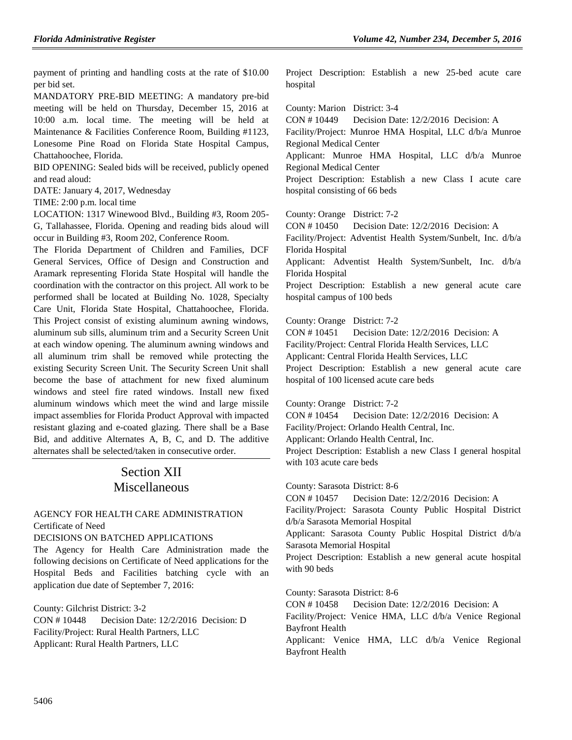payment of printing and handling costs at the rate of $10.00 per bid set.

MANDATORY PRE-BID MEETING: A mandatory pre-bid meeting will be held on Thursday, December 15, 2016 at 10:00 a.m. local time. The meeting will be held at Maintenance & Facilities Conference Room, Building #1123, Lonesome Pine Road on Florida State Hospital Campus, Chattahoochee, Florida.

BID OPENING: Sealed bids will be received, publicly opened and read aloud:

DATE: January 4, 2017, Wednesday

TIME: 2:00 p.m. local time

LOCATION: 1317 Winewood Blvd., Building #3, Room 205-G, Tallahassee, Florida. Opening and reading bids aloud will occur in Building #3, Room 202, Conference Room.

The Florida Department of Children and Families, DCF General Services, Office of Design and Construction and Aramark representing Florida State Hospital will handle the coordination with the contractor on this project. All work to be performed shall be located at Building No. 1028, Specialty Care Unit, Florida State Hospital, Chattahoochee, Florida. This Project consist of existing aluminum awning windows, aluminum sub sills, aluminum trim and a Security Screen Unit at each window opening. The aluminum awning windows and all aluminum trim shall be removed while protecting the existing Security Screen Unit. The Security Screen Unit shall become the base of attachment for new fixed aluminum windows and steel fire rated windows. Install new fixed aluminum windows which meet the wind and large missile impact assemblies for Florida Product Approval with impacted resistant glazing and e-coated glazing. There shall be a Base Bid, and additive Alternates A, B, C, and D. The additive alternates shall be selected/taken in consecutive order.

# Section XII Miscellaneous

## AGENCY FOR HEALTH CARE ADMINISTRATION

Certificate of Need

DECISIONS ON BATCHED APPLICATIONS

The Agency for Health Care Administration made the following decisions on Certificate of Need applications for the Hospital Beds and Facilities batching cycle with an application due date of September 7, 2016:

County: Gilchrist District: 3-2
CON # 10448 Decision Date: 12/2/2016 Decision: D
Facility/Project: Rural Health Partners, LLC
Applicant: Rural Health Partners, LLC
Project Description: Establish a new 25-bed acute care hospital

County: Marion District: 3-4
CON # 10449 Decision Date: 12/2/2016 Decision: A
Facility/Project: Munroe HMA Hospital, LLC d/b/a Munroe Regional Medical Center
Applicant: Munroe HMA Hospital, LLC d/b/a Munroe Regional Medical Center
Project Description: Establish a new Class I acute care hospital consisting of 66 beds

County: Orange District: 7-2
CON # 10450 Decision Date: 12/2/2016 Decision: A
Facility/Project: Adventist Health System/Sunbelt, Inc. d/b/a Florida Hospital
Applicant: Adventist Health System/Sunbelt, Inc. d/b/a Florida Hospital
Project Description: Establish a new general acute care hospital campus of 100 beds

County: Orange District: 7-2
CON # 10451 Decision Date: 12/2/2016 Decision: A
Facility/Project: Central Florida Health Services, LLC
Applicant: Central Florida Health Services, LLC
Project Description: Establish a new general acute care hospital of 100 licensed acute care beds

County: Orange District: 7-2
CON # 10454 Decision Date: 12/2/2016 Decision: A
Facility/Project: Orlando Health Central, Inc.
Applicant: Orlando Health Central, Inc.
Project Description: Establish a new Class I general hospital with 103 acute care beds

County: Sarasota District: 8-6
CON # 10457 Decision Date: 12/2/2016 Decision: A
Facility/Project: Sarasota County Public Hospital District d/b/a Sarasota Memorial Hospital
Applicant: Sarasota County Public Hospital District d/b/a Sarasota Memorial Hospital
Project Description: Establish a new general acute hospital with 90 beds

County: Sarasota District: 8-6
CON # 10458 Decision Date: 12/2/2016 Decision: A
Facility/Project: Venice HMA, LLC d/b/a Venice Regional Bayfront Health
Applicant: Venice HMA, LLC d/b/a Venice Regional Bayfront Health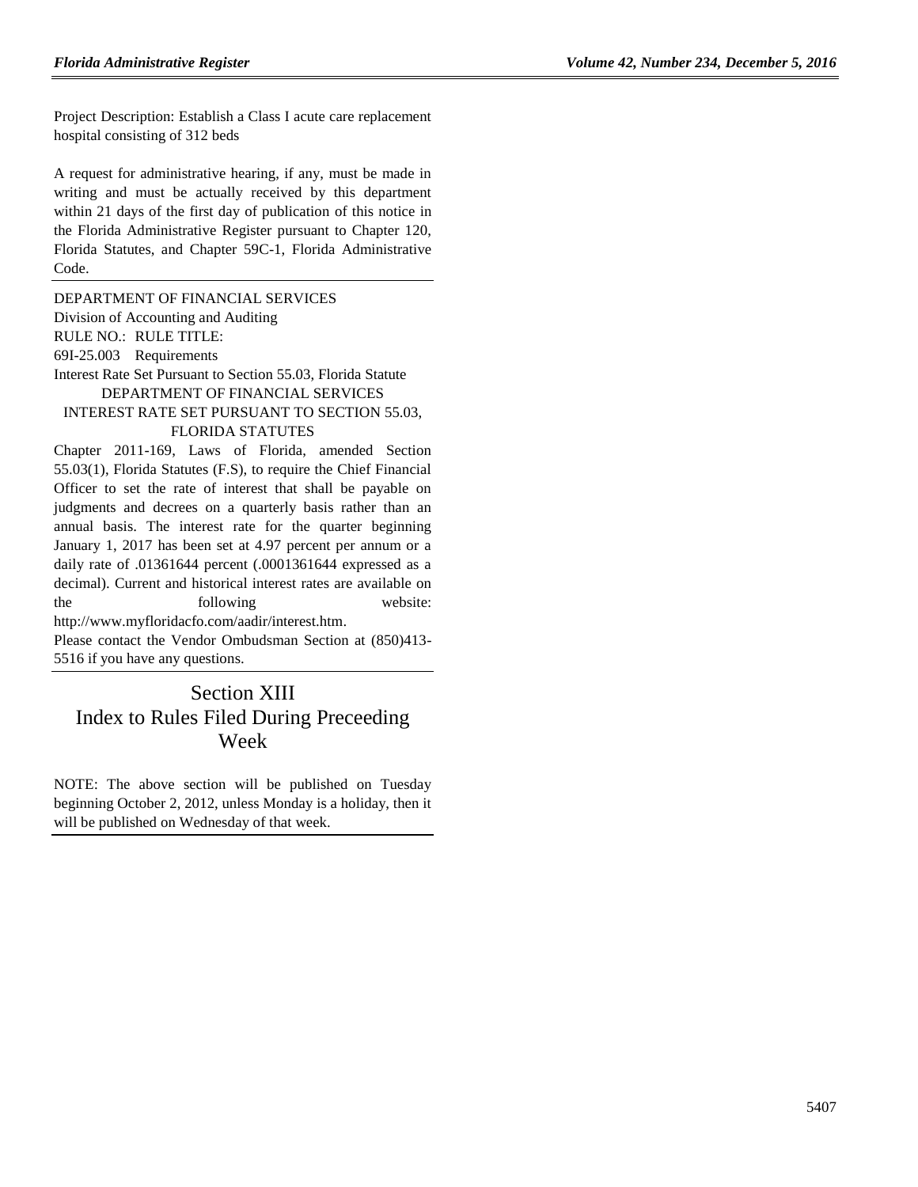Project Description: Establish a Class I acute care replacement hospital consisting of 312 beds

A request for administrative hearing, if any, must be made in writing and must be actually received by this department within 21 days of the first day of publication of this notice in the Florida Administrative Register pursuant to Chapter 120, Florida Statutes, and Chapter 59C-1, Florida Administrative Code.

---

DEPARTMENT OF FINANCIAL SERVICES
Division of Accounting and Auditing
RULE NO.: RULE TITLE:
69I-25.003 Requirements
Interest Rate Set Pursuant to Section 55.03, Florida Statute

DEPARTMENT OF FINANCIAL SERVICES
INTEREST RATE SET PURSUANT TO SECTION 55.03, FLORIDA STATUTES

Chapter 2011-169, Laws of Florida, amended Section 55.03(1), Florida Statutes (F.S), to require the Chief Financial Officer to set the rate of interest that shall be payable on judgments and decrees on a quarterly basis rather than an annual basis. The interest rate for the quarter beginning January 1, 2017 has been set at 4.97 percent per annum or a daily rate of .01361644 percent (.0001361644 expressed as a decimal). Current and historical interest rates are available on the following website: http://www.myfloridacfo.com/aadir/interest.htm.

Please contact the Vendor Ombudsman Section at (850)413-5516 if you have any questions.

---

# Section XIII
# Index to Rules Filed During Preceeding Week

NOTE: The above section will be published on Tuesday beginning October 2, 2012, unless Monday is a holiday, then it will be published on Wednesday of that week.